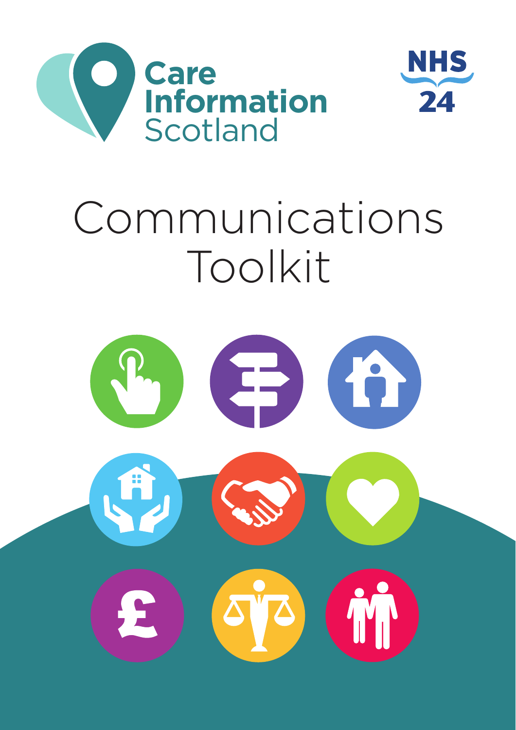Care Information Scotland

NHS 24

# Communications Toolkit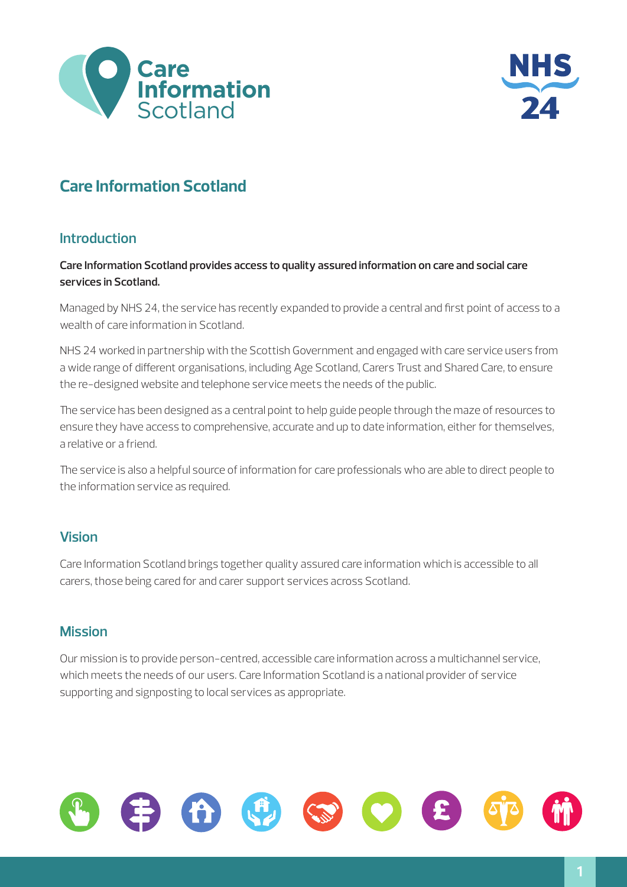# Care Information Scotland

## Introduction

**Care Information Scotland provides access to quality assured information on care and social care services in Scotland.**

Managed by NHS 24, the service has recently expanded to provide a central and first point of access to a wealth of care information in Scotland.

NHS 24 worked in partnership with the Scottish Government and engaged with care service users from a wide range of different organisations, including Age Scotland, Carers Trust and Shared Care, to ensure the re-designed website and telephone service meets the needs of the public.

The service has been designed as a central point to help guide people through the maze of resources to ensure they have access to comprehensive, accurate and up to date information, either for themselves, a relative or a friend.

The service is also a helpful source of information for care professionals who are able to direct people to the information service as required.

## Vision

Care Information Scotland brings together quality assured care information which is accessible to all carers, those being cared for and carer support services across Scotland.

## Mission

Our mission is to provide person-centred, accessible care information across a multichannel service, which meets the needs of our users. Care Information Scotland is a national provider of service supporting and signposting to local services as appropriate.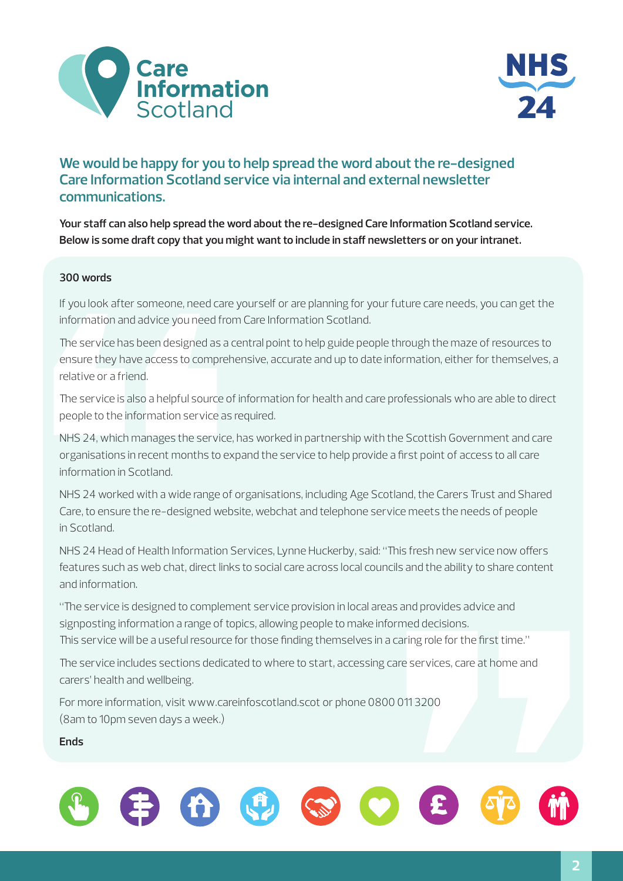Care Information Scotland

NHS 24

## We would be happy for you to help spread the word about the re-designed Care Information Scotland service via internal and external newsletter communications.

**Your staff can also help spread the word about the re-designed Care Information Scotland service. Below is some draft copy that you might want to include in staff newsletters or on your intranet.**

**300 words**

If you look after someone, need care yourself or are planning for your future care needs, you can get the information and advice you need from Care Information Scotland.

The service has been designed as a central point to help guide people through the maze of resources to ensure they have access to comprehensive, accurate and up to date information, either for themselves, a relative or a friend.

The service is also a helpful source of information for health and care professionals who are able to direct people to the information service as required.

NHS 24, which manages the service, has worked in partnership with the Scottish Government and care organisations in recent months to expand the service to help provide a first point of access to all care information in Scotland.

NHS 24 worked with a wide range of organisations, including Age Scotland, the Carers Trust and Shared Care, to ensure the re-designed website, webchat and telephone service meets the needs of people in Scotland.

NHS 24 Head of Health Information Services, Lynne Huckerby, said: "This fresh new service now offers features such as web chat, direct links to social care across local councils and the ability to share content and information.

"The service is designed to complement service provision in local areas and provides advice and signposting information a range of topics, allowing people to make informed decisions. This service will be a useful resource for those finding themselves in a caring role for the first time."

The service includes sections dedicated to where to start, accessing care services, care at home and carers' health and wellbeing.

For more information, visit www.careinfoscotland.scot or phone 0800 011 3200 (8am to 10pm seven days a week.)

**Ends**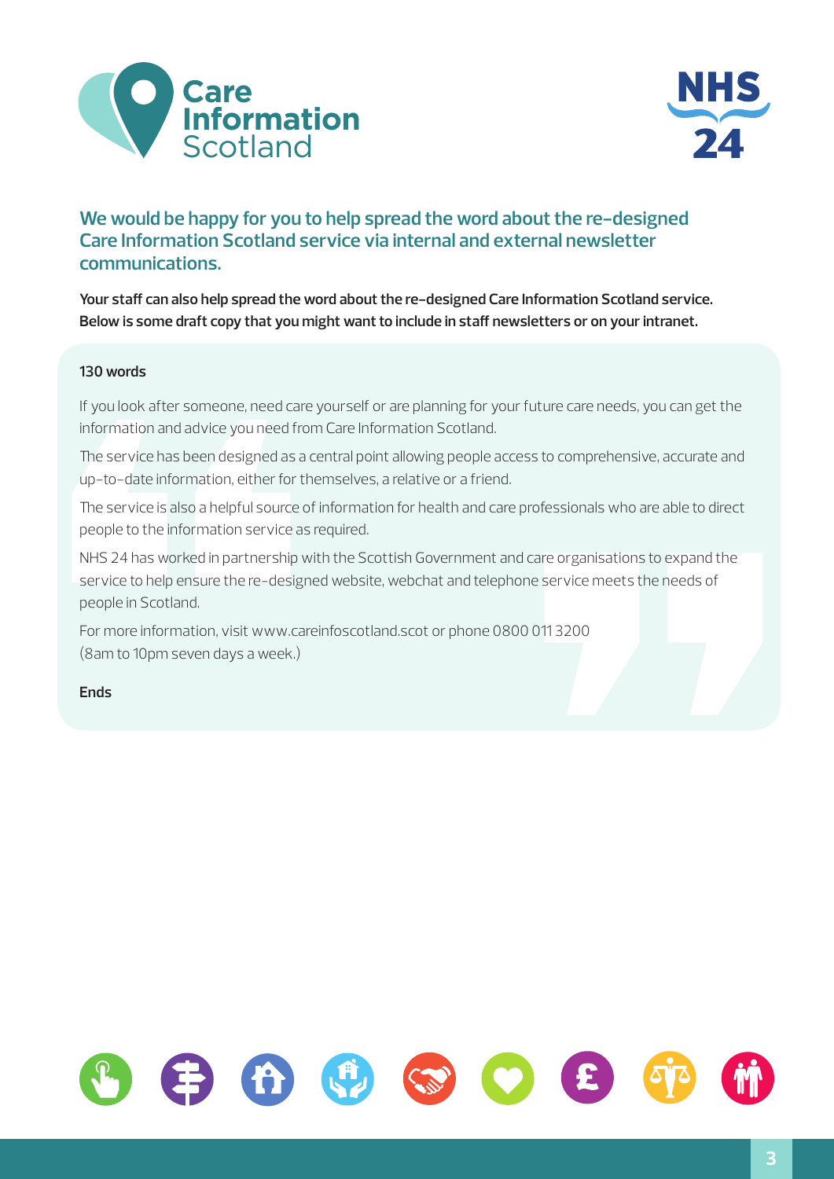## We would be happy for you to help spread the word about the re-designed Care Information Scotland service via internal and external newsletter communications.

**Your staff can also help spread the word about the re-designed Care Information Scotland service. Below is some draft copy that you might want to include in staff newsletters or on your intranet.**

**130 words**

If you look after someone, need care yourself or are planning for your future care needs, you can get the information and advice you need from Care Information Scotland.

The service has been designed as a central point allowing people access to comprehensive, accurate and up-to-date information, either for themselves, a relative or a friend.

The service is also a helpful source of information for health and care professionals who are able to direct people to the information service as required.

NHS 24 has worked in partnership with the Scottish Government and care organisations to expand the service to help ensure the re-designed website, webchat and telephone service meets the needs of people in Scotland.

For more information, visit www.careinfoscotland.scot or phone 0800 011 3200 (8am to 10pm seven days a week.)

**Ends**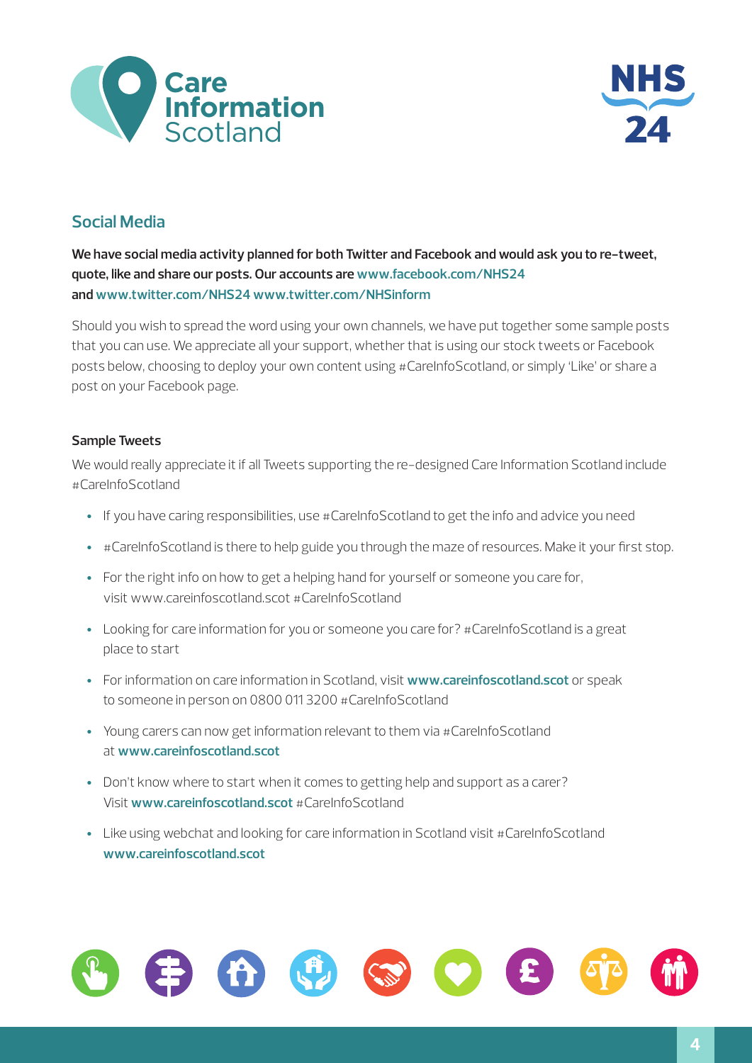## Social Media

**We have social media activity planned for both Twitter and Facebook and would ask you to re-tweet, quote, like and share our posts. Our accounts are www.facebook.com/NHS24 and www.twitter.com/NHS24 www.twitter.com/NHSinform**

Should you wish to spread the word using your own channels, we have put together some sample posts that you can use. We appreciate all your support, whether that is using our stock tweets or Facebook posts below, choosing to deploy your own content using #CareInfoScotland, or simply 'Like' or share a post on your Facebook page.

### Sample Tweets

We would really appreciate it if all Tweets supporting the re-designed Care Information Scotland include #CareInfoScotland

- If you have caring responsibilities, use #CareInfoScotland to get the info and advice you need
- #CareInfoScotland is there to help guide you through the maze of resources. Make it your first stop.
- For the right info on how to get a helping hand for yourself or someone you care for, visit www.careinfoscotland.scot #CareInfoScotland
- Looking for care information for you or someone you care for? #CareInfoScotland is a great place to start
- For information on care information in Scotland, visit **www.careinfoscotland.scot** or speak to someone in person on 0800 011 3200 #CareInfoScotland
- Young carers can now get information relevant to them via #CareInfoScotland at **www.careinfoscotland.scot**
- Don't know where to start when it comes to getting help and support as a carer? Visit **www.careinfoscotland.scot** #CareInfoScotland
- Like using webchat and looking for care information in Scotland visit #CareInfoScotland **www.careinfoscotland.scot**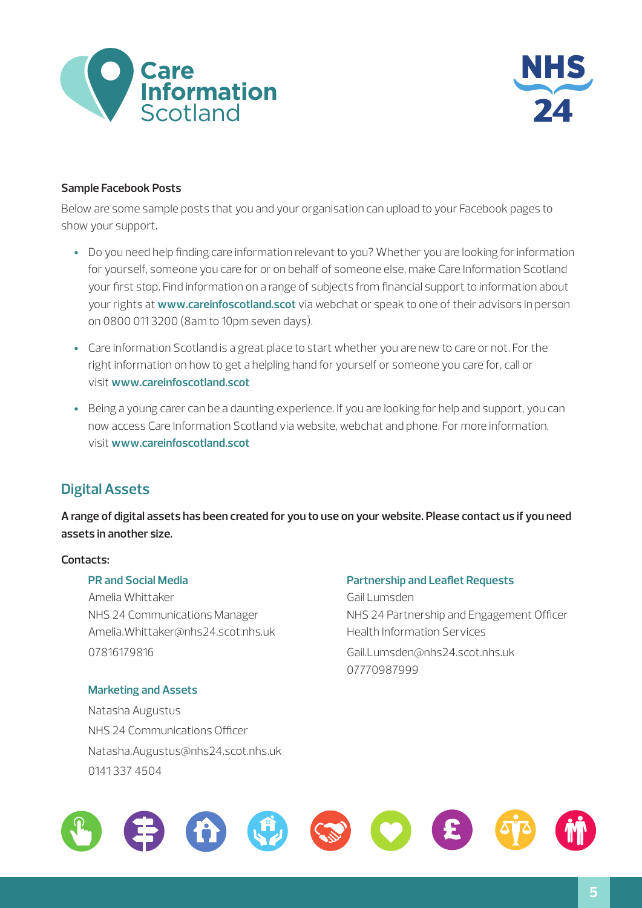**Sample Facebook Posts**

Below are some sample posts that you and your organisation can upload to your Facebook pages to show your support.

- Do you need help finding care information relevant to you? Whether you are looking for information for yourself, someone you care for or on behalf of someone else, make Care Information Scotland your first stop. Find information on a range of subjects from financial support to information about your rights at **www.careinfoscotland.scot** via webchat or speak to one of their advisors in person on 0800 011 3200 (8am to 10pm seven days).
- Care Information Scotland is a great place to start whether you are new to care or not. For the right information on how to get a helpling hand for yourself or someone you care for, call or visit **www.careinfoscotland.scot**
- Being a young carer can be a daunting experience. If you are looking for help and support, you can now access Care Information Scotland via website, webchat and phone. For more information, visit **www.careinfoscotland.scot**

## Digital Assets

**A range of digital assets has been created for you to use on your website. Please contact us if you need assets in another size.**

**Contacts:**

**PR and Social Media**
Amelia Whittaker
NHS 24 Communications Manager
Amelia.Whittaker@nhs24.scot.nhs.uk
07816179816

**Marketing and Assets**
Natasha Augustus
NHS 24 Communications Officer
Natasha.Augustus@nhs24.scot.nhs.uk
0141 337 4504

**Partnership and Leaflet Requests**
Gail Lumsden
NHS 24 Partnership and Engagement Officer
Health Information Services
Gail.Lumsden@nhs24.scot.nhs.uk
07770987999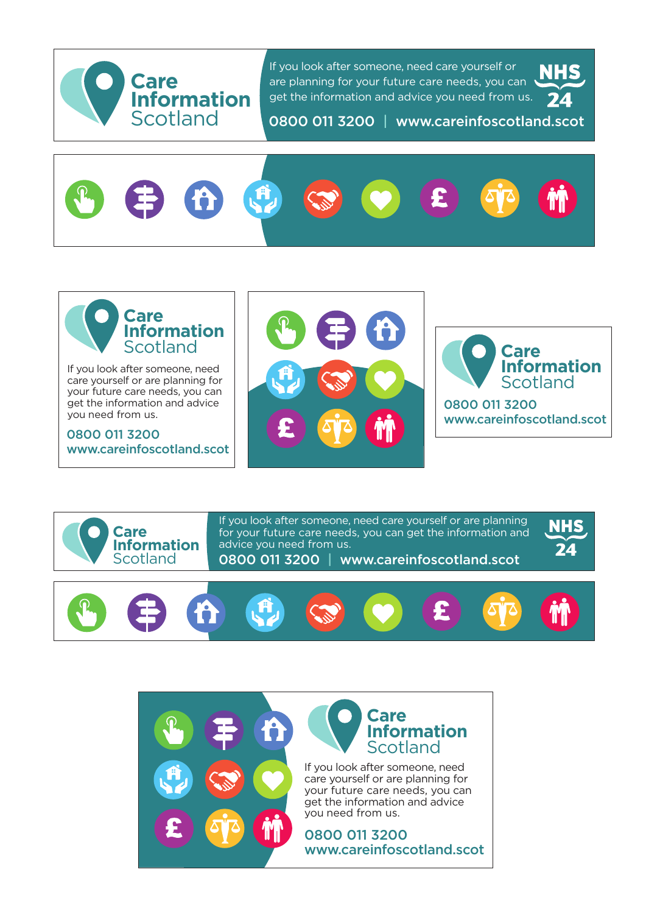Care Information Scotland

If you look after someone, need care yourself or are planning for your future care needs, you can get the information and advice you need from us.

NHS 24

0800 011 3200 | www.careinfoscotland.scot

Care Information Scotland

If you look after someone, need care yourself or are planning for your future care needs, you can get the information and advice you need from us.

0800 011 3200
www.careinfoscotland.scot

Care Information Scotland

0800 011 3200
www.careinfoscotland.scot

Care Information Scotland

If you look after someone, need care yourself or are planning for your future care needs, you can get the information and advice you need from us.

0800 011 3200 | www.careinfoscotland.scot

NHS 24

Care Information Scotland

If you look after someone, need care yourself or are planning for your future care needs, you can get the information and advice you need from us.

0800 011 3200
www.careinfoscotland.scot